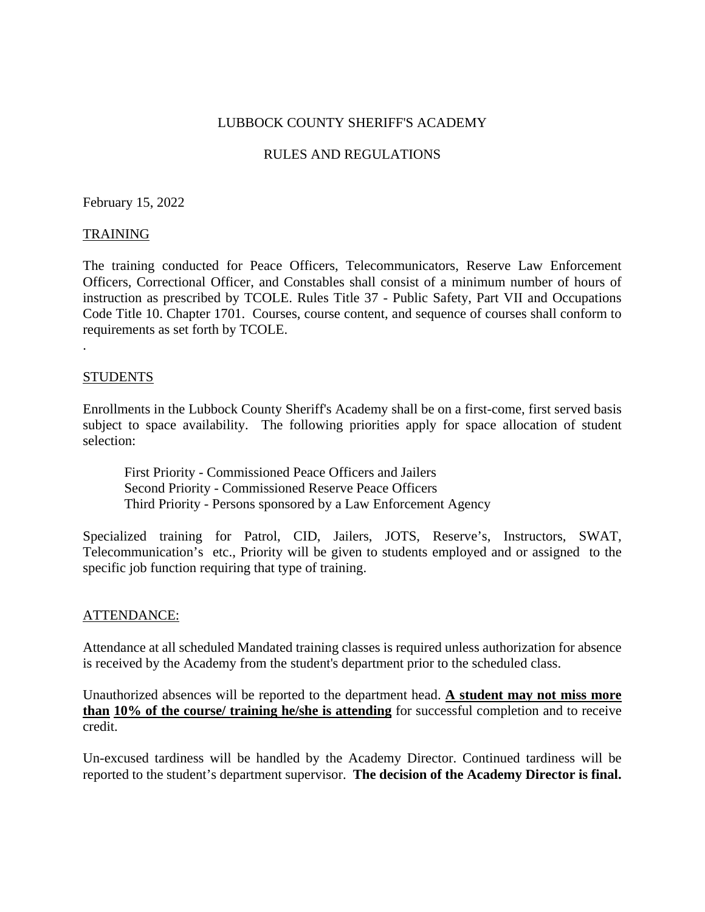# LUBBOCK COUNTY SHERIFF'S ACADEMY

## RULES AND REGULATIONS

February 15, 2022

## TRAINING

The training conducted for Peace Officers, Telecommunicators, Reserve Law Enforcement Officers, Correctional Officer, and Constables shall consist of a minimum number of hours of instruction as prescribed by TCOLE. Rules Title 37 - Public Safety, Part VII and Occupations Code Title 10. Chapter 1701. Courses, course content, and sequence of courses shall conform to requirements as set forth by TCOLE.

.

## STUDENTS

Enrollments in the Lubbock County Sheriff's Academy shall be on a first-come, first served basis subject to space availability. The following priorities apply for space allocation of student selection:

First Priority - Commissioned Peace Officers and Jailers
Second Priority - Commissioned Reserve Peace Officers
Third Priority - Persons sponsored by a Law Enforcement Agency

Specialized training for Patrol, CID, Jailers, JOTS, Reserve's, Instructors, SWAT, Telecommunication's etc., Priority will be given to students employed and or assigned to the specific job function requiring that type of training.

## ATTENDANCE:

Attendance at all scheduled Mandated training classes is required unless authorization for absence is received by the Academy from the student's department prior to the scheduled class.

Unauthorized absences will be reported to the department head. **A student may not miss more than 10% of the course/ training he/she is attending** for successful completion and to receive credit.

Un-excused tardiness will be handled by the Academy Director. Continued tardiness will be reported to the student's department supervisor. **The decision of the Academy Director is final.**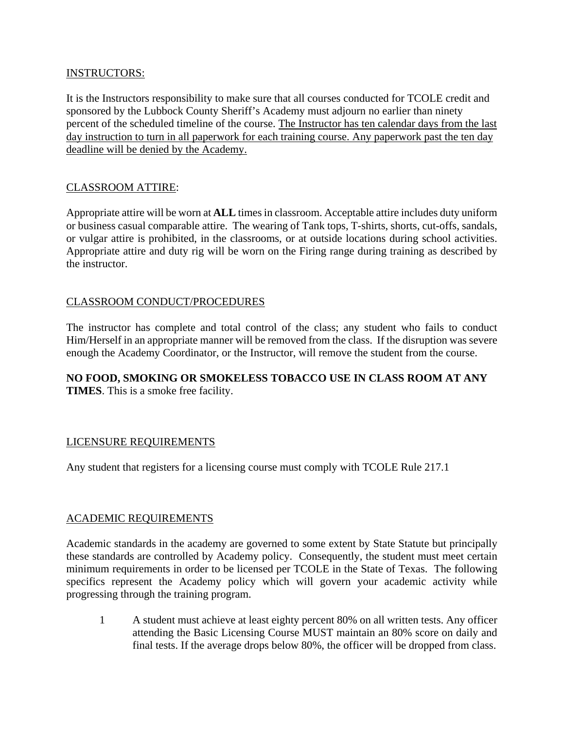## INSTRUCTORS:

It is the Instructors responsibility to make sure that all courses conducted for TCOLE credit and sponsored by the Lubbock County Sheriff's Academy must adjourn no earlier than ninety percent of the scheduled timeline of the course. The Instructor has ten calendar days from the last day instruction to turn in all paperwork for each training course. Any paperwork past the ten day deadline will be denied by the Academy.

## CLASSROOM ATTIRE:

Appropriate attire will be worn at **ALL** times in classroom. Acceptable attire includes duty uniform or business casual comparable attire. The wearing of Tank tops, T-shirts, shorts, cut-offs, sandals, or vulgar attire is prohibited, in the classrooms, or at outside locations during school activities. Appropriate attire and duty rig will be worn on the Firing range during training as described by the instructor.

## CLASSROOM CONDUCT/PROCEDURES

The instructor has complete and total control of the class; any student who fails to conduct Him/Herself in an appropriate manner will be removed from the class. If the disruption was severe enough the Academy Coordinator, or the Instructor, will remove the student from the course.

**NO FOOD, SMOKING OR SMOKELESS TOBACCO USE IN CLASS ROOM AT ANY TIMES**. This is a smoke free facility.

## LICENSURE REQUIREMENTS

Any student that registers for a licensing course must comply with TCOLE Rule 217.1

## ACADEMIC REQUIREMENTS

Academic standards in the academy are governed to some extent by State Statute but principally these standards are controlled by Academy policy. Consequently, the student must meet certain minimum requirements in order to be licensed per TCOLE in the State of Texas. The following specifics represent the Academy policy which will govern your academic activity while progressing through the training program.

1. A student must achieve at least eighty percent 80% on all written tests. Any officer attending the Basic Licensing Course MUST maintain an 80% score on daily and final tests. If the average drops below 80%, the officer will be dropped from class.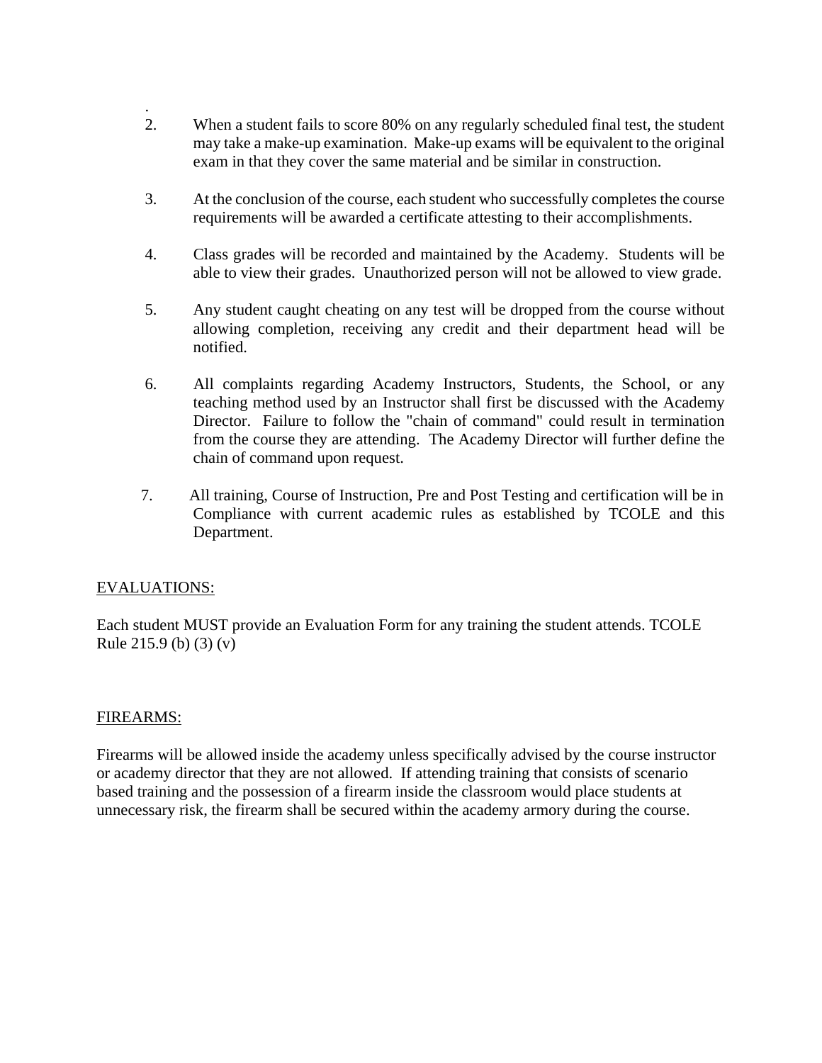.

2. When a student fails to score 80% on any regularly scheduled final test, the student may take a make-up examination. Make-up exams will be equivalent to the original exam in that they cover the same material and be similar in construction.

3. At the conclusion of the course, each student who successfully completes the course requirements will be awarded a certificate attesting to their accomplishments.

4. Class grades will be recorded and maintained by the Academy. Students will be able to view their grades. Unauthorized person will not be allowed to view grade.

5. Any student caught cheating on any test will be dropped from the course without allowing completion, receiving any credit and their department head will be notified.

6. All complaints regarding Academy Instructors, Students, the School, or any teaching method used by an Instructor shall first be discussed with the Academy Director. Failure to follow the "chain of command" could result in termination from the course they are attending. The Academy Director will further define the chain of command upon request.

7. All training, Course of Instruction, Pre and Post Testing and certification will be in Compliance with current academic rules as established by TCOLE and this Department.

<u>EVALUATIONS:</u>

Each student MUST provide an Evaluation Form for any training the student attends. TCOLE Rule 215.9 (b) (3) (v)

<u>FIREARMS:</u>

Firearms will be allowed inside the academy unless specifically advised by the course instructor or academy director that they are not allowed. If attending training that consists of scenario based training and the possession of a firearm inside the classroom would place students at unnecessary risk, the firearm shall be secured within the academy armory during the course.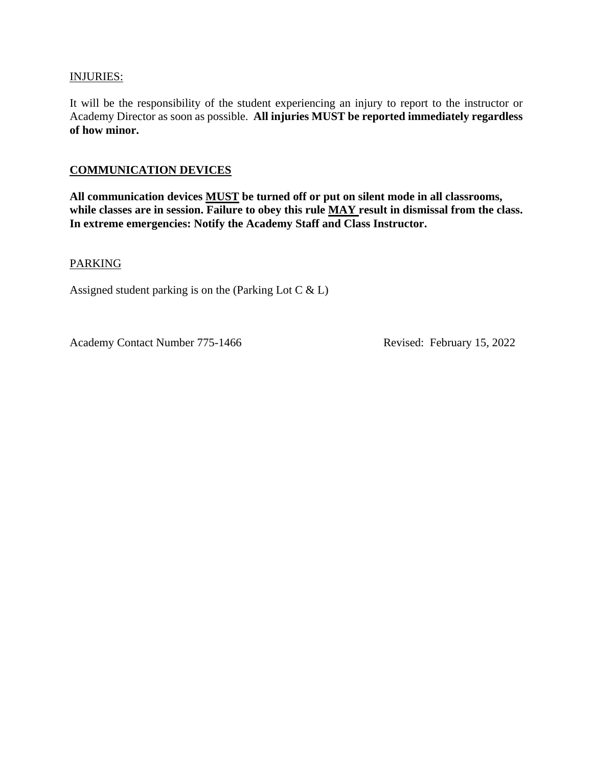INJURIES:

It will be the responsibility of the student experiencing an injury to report to the instructor or Academy Director as soon as possible. **All injuries MUST be reported immediately regardless of how minor.**

**COMMUNICATION DEVICES**

**All communication devices MUST be turned off or put on silent mode in all classrooms, while classes are in session. Failure to obey this rule MAY result in dismissal from the class. In extreme emergencies: Notify the Academy Staff and Class Instructor.**

PARKING

Assigned student parking is on the (Parking Lot C & L)

Academy Contact Number 775-1466

Revised: February 15, 2022